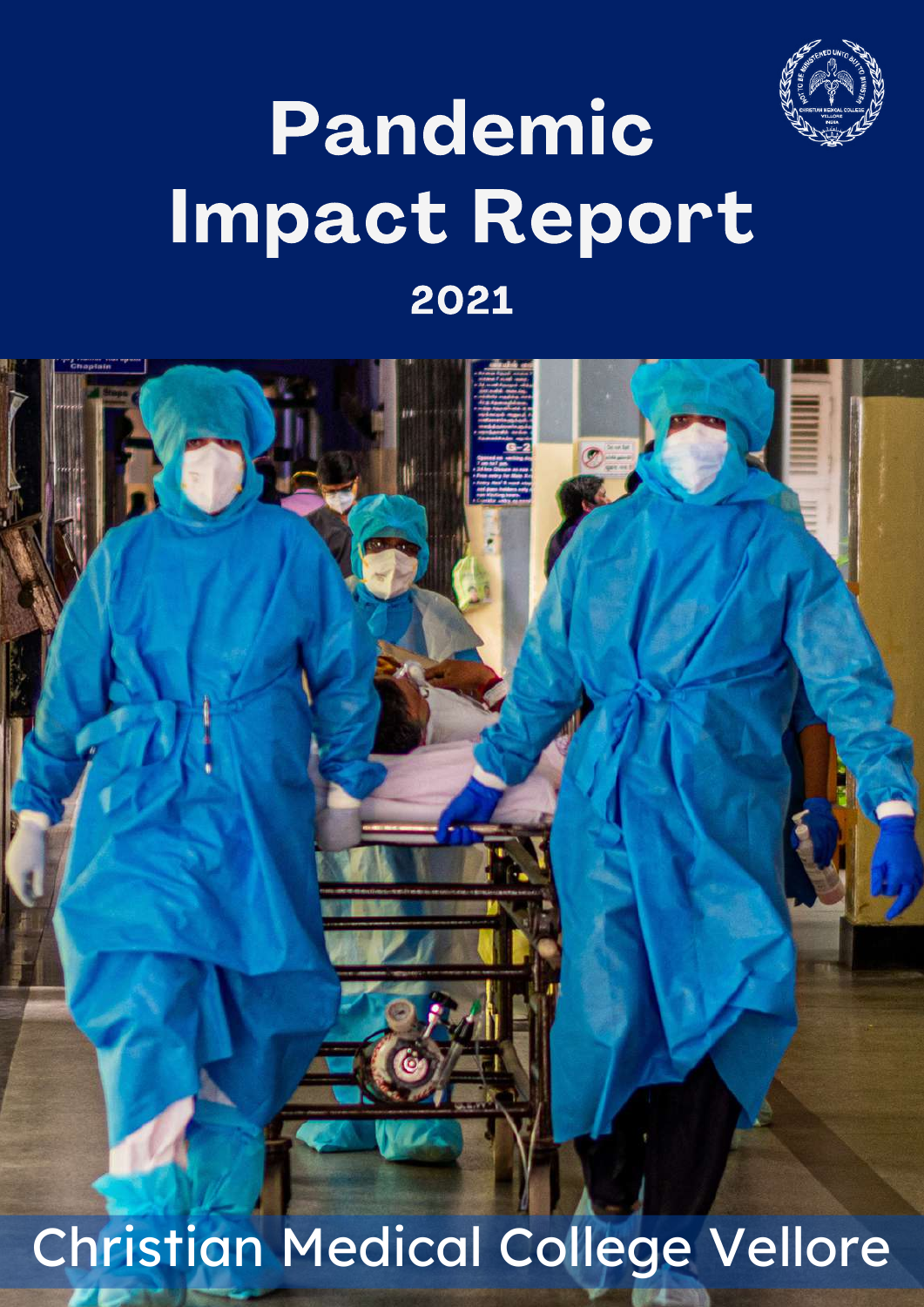# Pandemic Impact Report

**2021**

Christian Medical College Vellore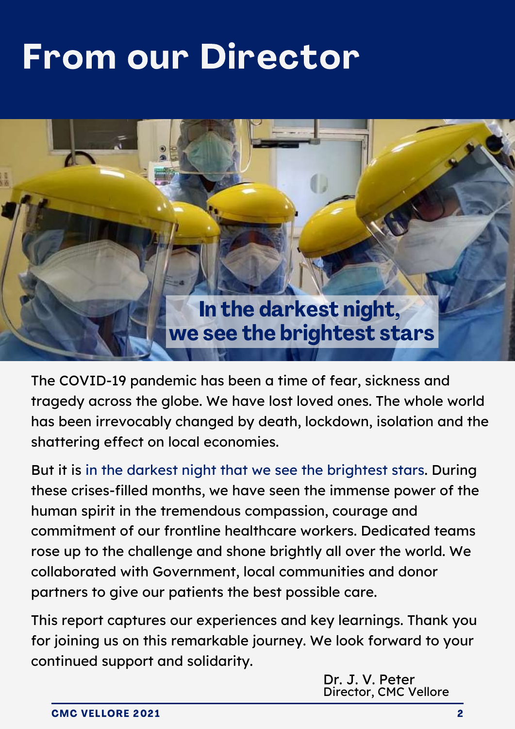# From our Director

## In the darkest night, we see the brightest stars

The COVID-19 pandemic has been a time of fear, sickness and tragedy across the globe. We have lost loved ones. The whole world has been irrevocably changed by death, lockdown, isolation and the shattering effect on local economies.

But it is in the darkest night that we see the brightest stars. During these crises-filled months, we have seen the immense power of the human spirit in the tremendous compassion, courage and commitment of our frontline healthcare workers. Dedicated teams rose up to the challenge and shone brightly all over the world. We collaborated with Government, local communities and donor partners to give our patients the best possible care.

This report captures our experiences and key learnings. Thank you for joining us on this remarkable journey. We look forward to your continued support and solidarity.

Dr. J. V. Peter
Director, CMC Vellore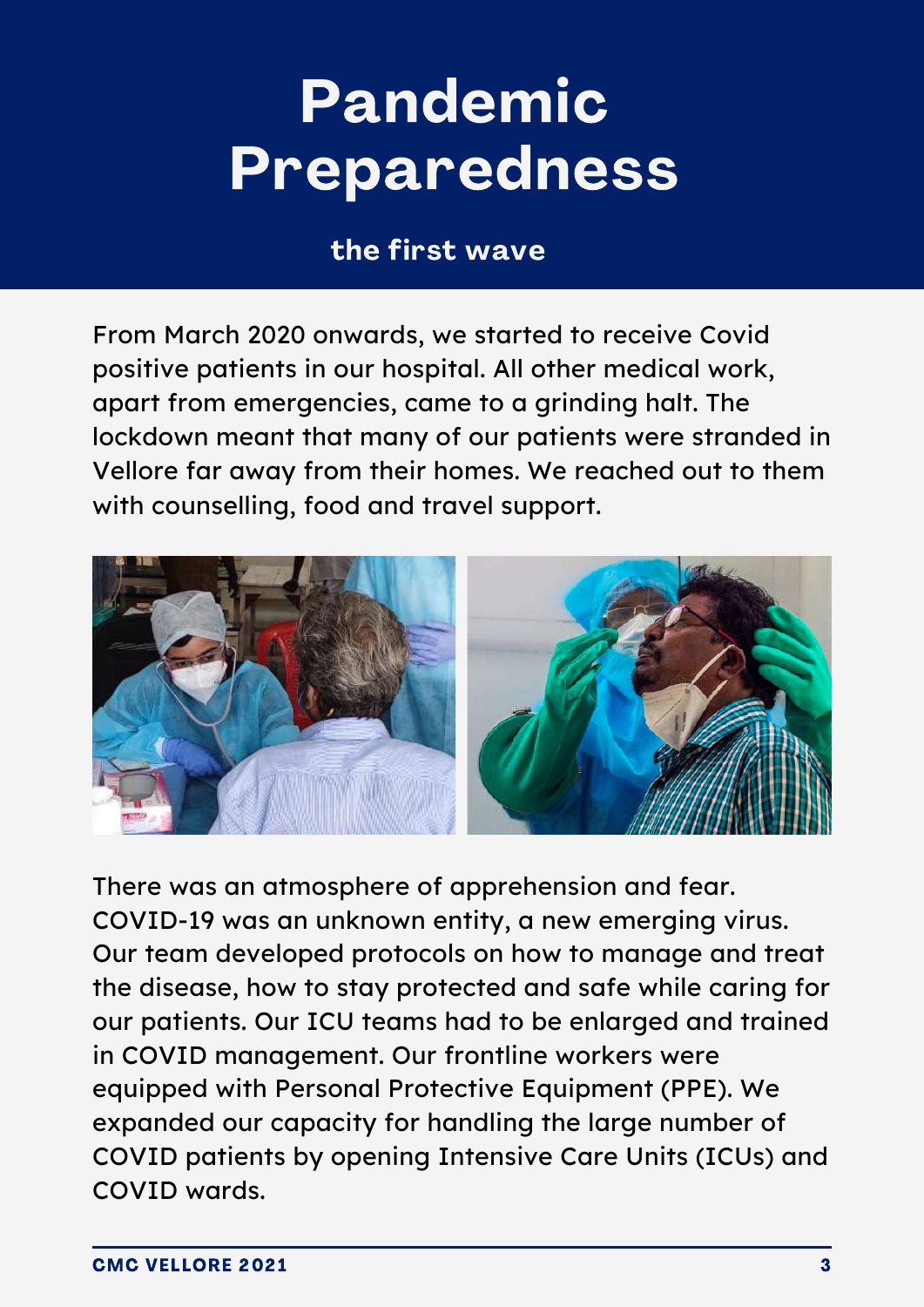# Pandemic Preparedness

## the first wave

From March 2020 onwards, we started to receive Covid positive patients in our hospital. All other medical work, apart from emergencies, came to a grinding halt. The lockdown meant that many of our patients were stranded in Vellore far away from their homes. We reached out to them with counselling, food and travel support.

There was an atmosphere of apprehension and fear. COVID-19 was an unknown entity, a new emerging virus. Our team developed protocols on how to manage and treat the disease, how to stay protected and safe while caring for our patients. Our ICU teams had to be enlarged and trained in COVID management. Our frontline workers were equipped with Personal Protective Equipment (PPE). We expanded our capacity for handling the large number of COVID patients by opening Intensive Care Units (ICUs) and COVID wards.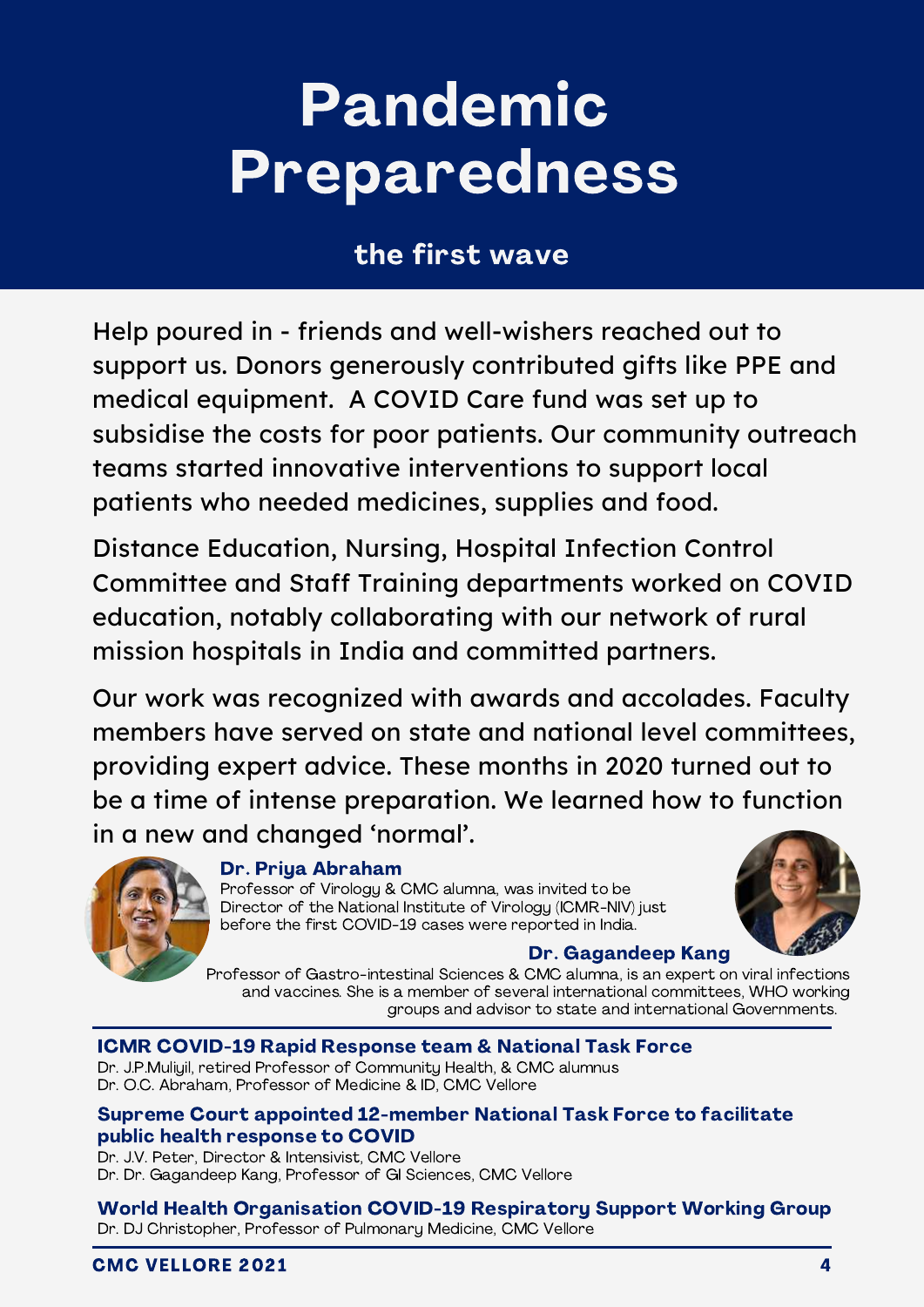# Pandemic Preparedness

## the first wave

Help poured in - friends and well-wishers reached out to support us. Donors generously contributed gifts like PPE and medical equipment. A COVID Care fund was set up to subsidise the costs for poor patients. Our community outreach teams started innovative interventions to support local patients who needed medicines, supplies and food.

Distance Education, Nursing, Hospital Infection Control Committee and Staff Training departments worked on COVID education, notably collaborating with our network of rural mission hospitals in India and committed partners.

Our work was recognized with awards and accolades. Faculty members have served on state and national level committees, providing expert advice. These months in 2020 turned out to be a time of intense preparation. We learned how to function in a new and changed 'normal'.

**Dr. Priya Abraham**
Professor of Virology & CMC alumna, was invited to be Director of the National Institute of Virology (ICMR-NIV) just before the first COVID-19 cases were reported in India.

**Dr. Gagandeep Kang**
Professor of Gastro-intestinal Sciences & CMC alumna, is an expert on viral infections and vaccines. She is a member of several international committees, WHO working groups and advisor to state and international Governments.

### ICMR COVID-19 Rapid Response team & National Task Force

Dr. J.P.Muliyil, retired Professor of Community Health, & CMC alumnus
Dr. O.C. Abraham, Professor of Medicine & ID, CMC Vellore

### Supreme Court appointed 12-member National Task Force to facilitate public health response to COVID

Dr. J.V. Peter, Director & Intensivist, CMC Vellore
Dr. Dr. Gagandeep Kang, Professor of GI Sciences, CMC Vellore

### World Health Organisation COVID-19 Respiratory Support Working Group

Dr. DJ Christopher, Professor of Pulmonary Medicine, CMC Vellore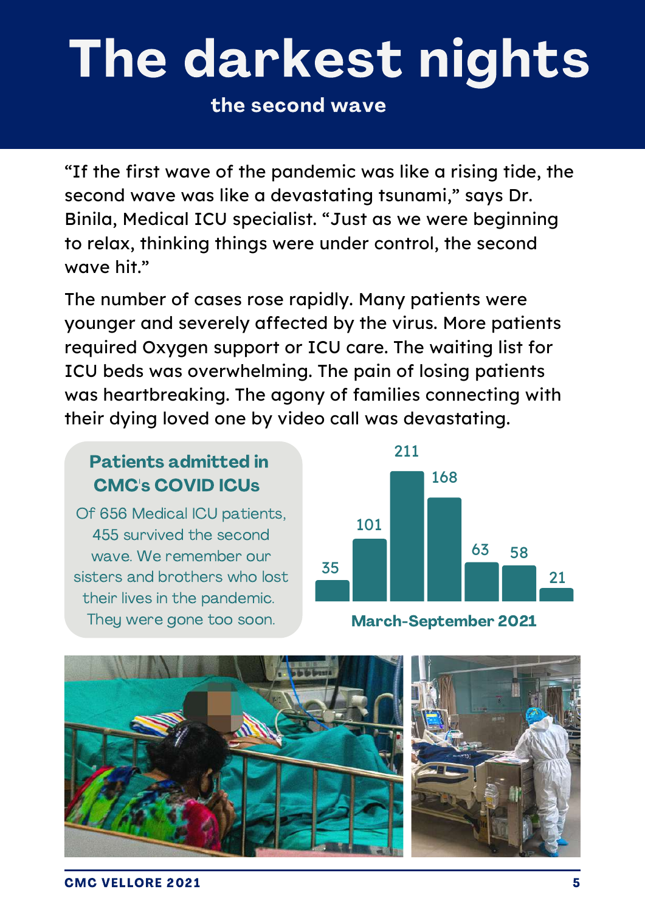# The darkest nights

## the second wave

"If the first wave of the pandemic was like a rising tide, the second wave was like a devastating tsunami," says Dr. Binila, Medical ICU specialist. "Just as we were beginning to relax, thinking things were under control, the second wave hit."

The number of cases rose rapidly. Many patients were younger and severely affected by the virus. More patients required Oxygen support or ICU care. The waiting list for ICU beds was overwhelming. The pain of losing patients was heartbreaking. The agony of families connecting with their dying loved one by video call was devastating.

### Patients admitted in CMC's COVID ICUs

Of 656 Medical ICU patients, 455 survived the second wave. We remember our sisters and brothers who lost their lives in the pandemic. They were gone too soon.

35 | 101 | 211 | 168 | 63 | 58 | 21

**March-September 2021**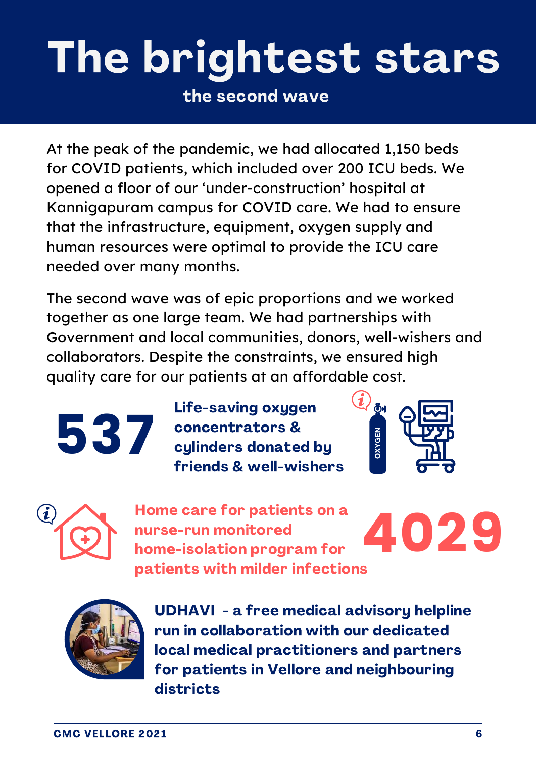# The brightest stars

## the second wave

At the peak of the pandemic, we had allocated 1,150 beds for COVID patients, which included over 200 ICU beds. We opened a floor of our 'under-construction' hospital at Kannigapuram campus for COVID care. We had to ensure that the infrastructure, equipment, oxygen supply and human resources were optimal to provide the ICU care needed over many months.

The second wave was of epic proportions and we worked together as one large team. We had partnerships with Government and local communities, donors, well-wishers and collaborators. Despite the constraints, we ensured high quality care for our patients at an affordable cost.

**537** **Life-saving oxygen concentrators & cylinders donated by friends & well-wishers**

**Home care for patients on a nurse-run monitored home-isolation program for patients with milder infections** **4029**

**UDHAVI - a free medical advisory helpline run in collaboration with our dedicated local medical practitioners and partners for patients in Vellore and neighbouring districts**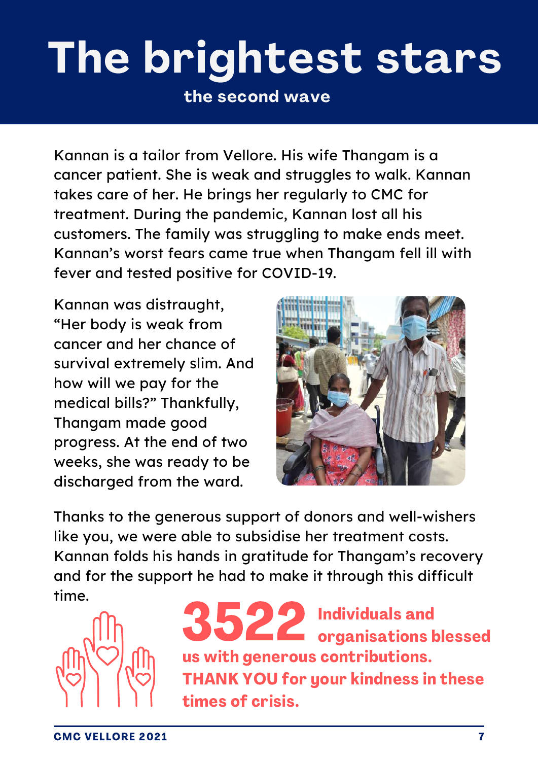# The brightest stars

**the second wave**

Kannan is a tailor from Vellore. His wife Thangam is a cancer patient. She is weak and struggles to walk. Kannan takes care of her. He brings her regularly to CMC for treatment. During the pandemic, Kannan lost all his customers. The family was struggling to make ends meet. Kannan's worst fears came true when Thangam fell ill with fever and tested positive for COVID-19.

Kannan was distraught, "Her body is weak from cancer and her chance of survival extremely slim. And how will we pay for the medical bills?" Thankfully, Thangam made good progress. At the end of two weeks, she was ready to be discharged from the ward.

Thanks to the generous support of donors and well-wishers like you, we were able to subsidise her treatment costs. Kannan folds his hands in gratitude for Thangam's recovery and for the support he had to make it through this difficult time.

**3522 Individuals and organisations blessed us with generous contributions. THANK YOU for your kindness in these times of crisis.**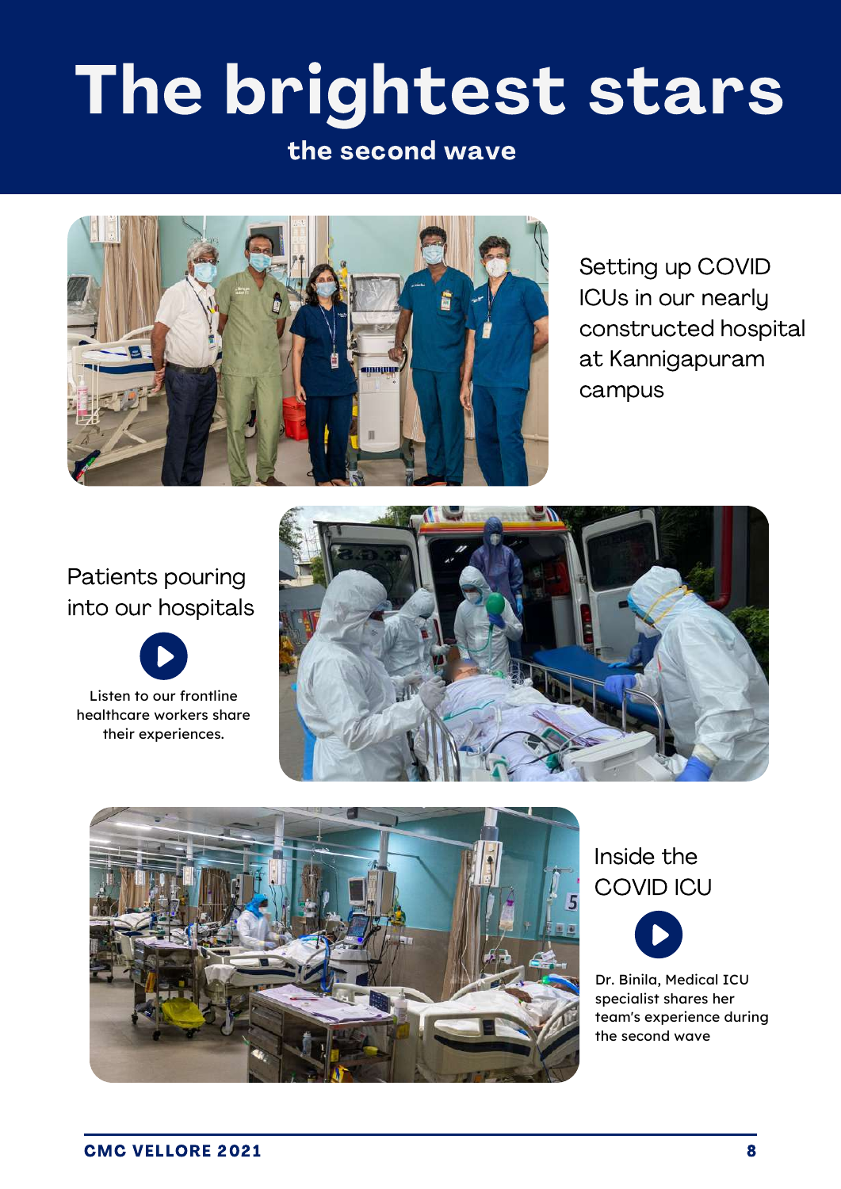# The brightest stars

## the second wave

Setting up COVID ICUs in our nearly constructed hospital at Kannigapuram campus

Patients pouring into our hospitals

Listen to our frontline healthcare workers share their experiences.

Inside the COVID ICU

Dr. Binila, Medical ICU specialist shares her team's experience during the second wave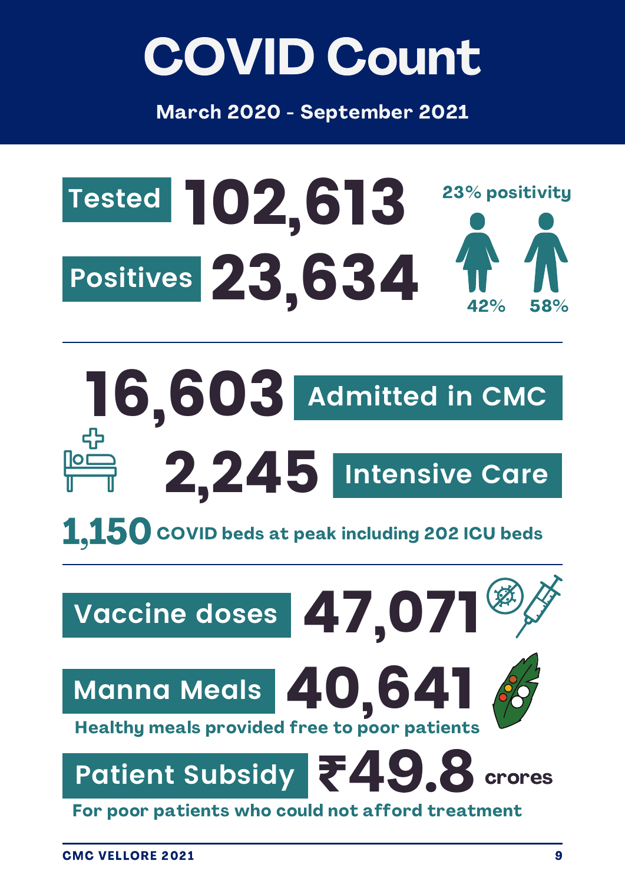# COVID Count

**March 2020 - September 2021**

**Tested** 102,613

**Positives** 23,634

23% positivity

42% 58%

---

16,603 **Admitted in CMC**

2,245 **Intensive Care**

**1,150** COVID beds at peak including 202 ICU beds

---

**Vaccine doses** 47,071

**Manna Meals** 40,641

Healthy meals provided free to poor patients

**Patient Subsidy** ₹49.8 crores

For poor patients who could not afford treatment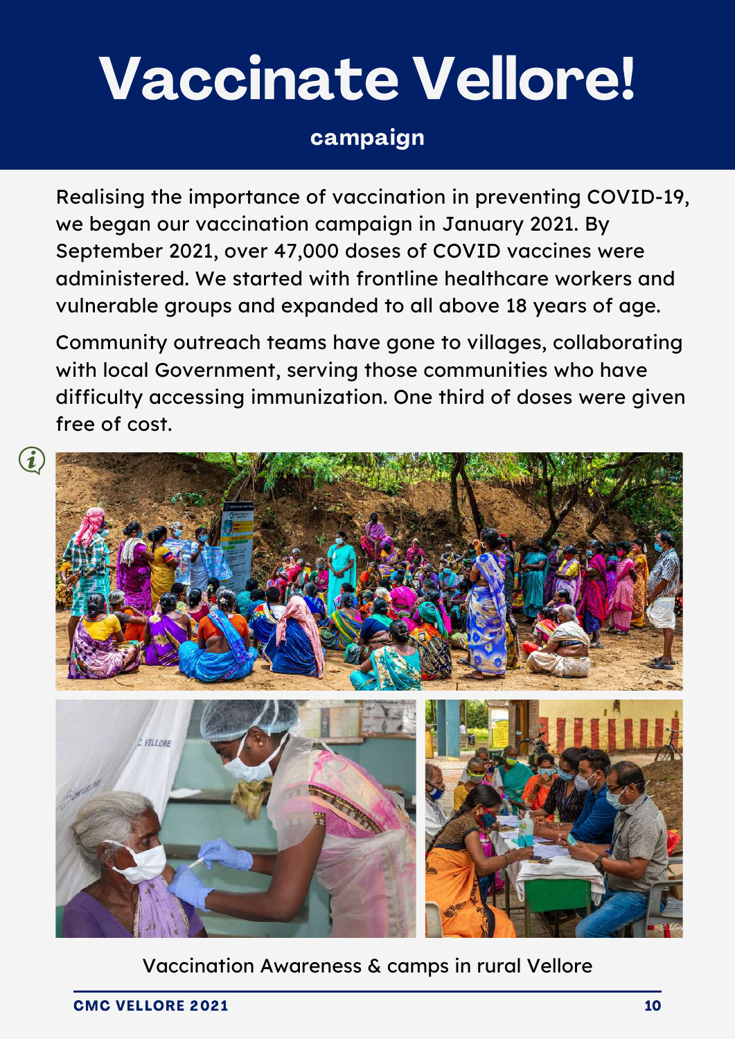# Vaccinate Vellore!

**campaign**

Realising the importance of vaccination in preventing COVID-19, we began our vaccination campaign in January 2021. By September 2021, over 47,000 doses of COVID vaccines were administered. We started with frontline healthcare workers and vulnerable groups and expanded to all above 18 years of age.

Community outreach teams have gone to villages, collaborating with local Government, serving those communities who have difficulty accessing immunization. One third of doses were given free of cost.

Vaccination Awareness & camps in rural Vellore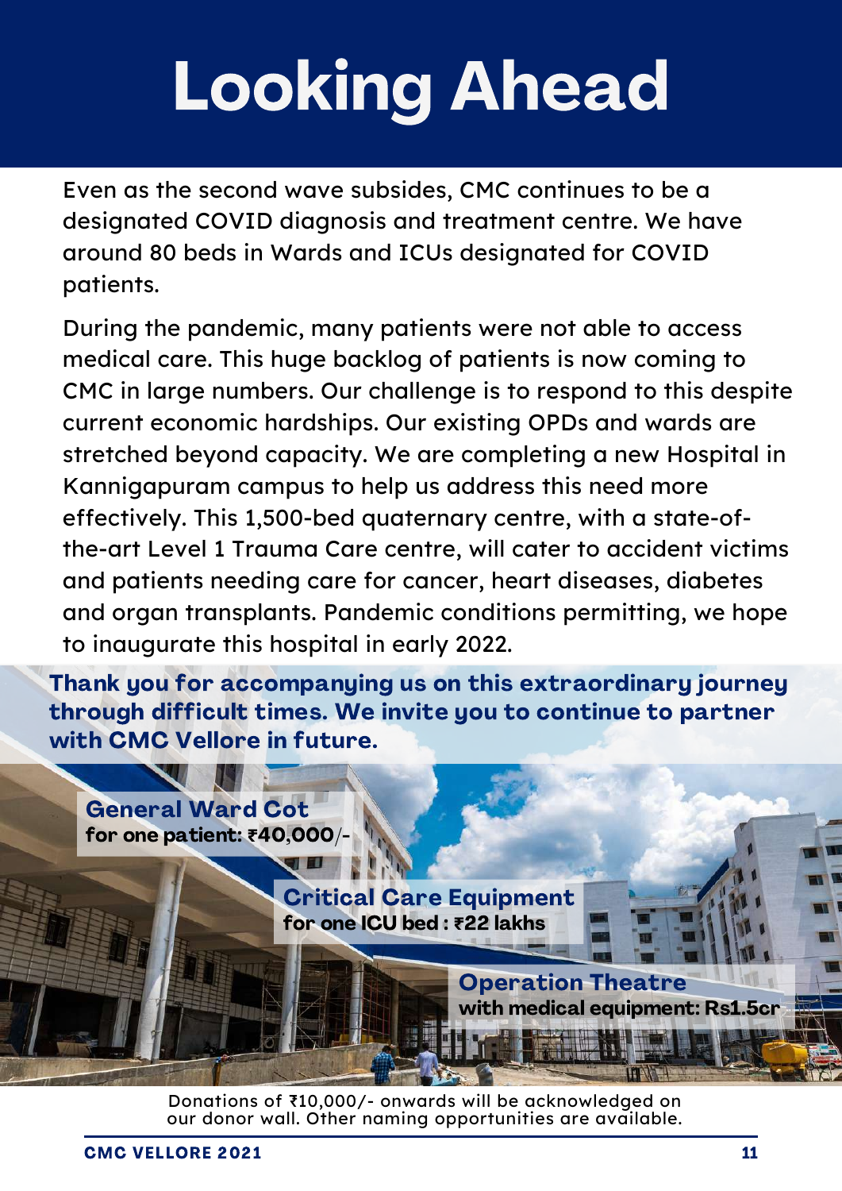# Looking Ahead

Even as the second wave subsides, CMC continues to be a designated COVID diagnosis and treatment centre. We have around 80 beds in Wards and ICUs designated for COVID patients.

During the pandemic, many patients were not able to access medical care. This huge backlog of patients is now coming to CMC in large numbers. Our challenge is to respond to this despite current economic hardships. Our existing OPDs and wards are stretched beyond capacity. We are completing a new Hospital in Kannigapuram campus to help us address this need more effectively. This 1,500-bed quaternary centre, with a state-of-the-art Level 1 Trauma Care centre, will cater to accident victims and patients needing care for cancer, heart diseases, diabetes and organ transplants. Pandemic conditions permitting, we hope to inaugurate this hospital in early 2022.

**Thank you for accompanying us on this extraordinary journey through difficult times. We invite you to continue to partner with CMC Vellore in future.**

**General Ward Cot**
**for one patient: ₹40,000/-**

**Critical Care Equipment**
**for one ICU bed : ₹22 lakhs**

**Operation Theatre**
**with medical equipment: Rs1.5cr**

Donations of ₹10,000/- onwards will be acknowledged on our donor wall. Other naming opportunities are available.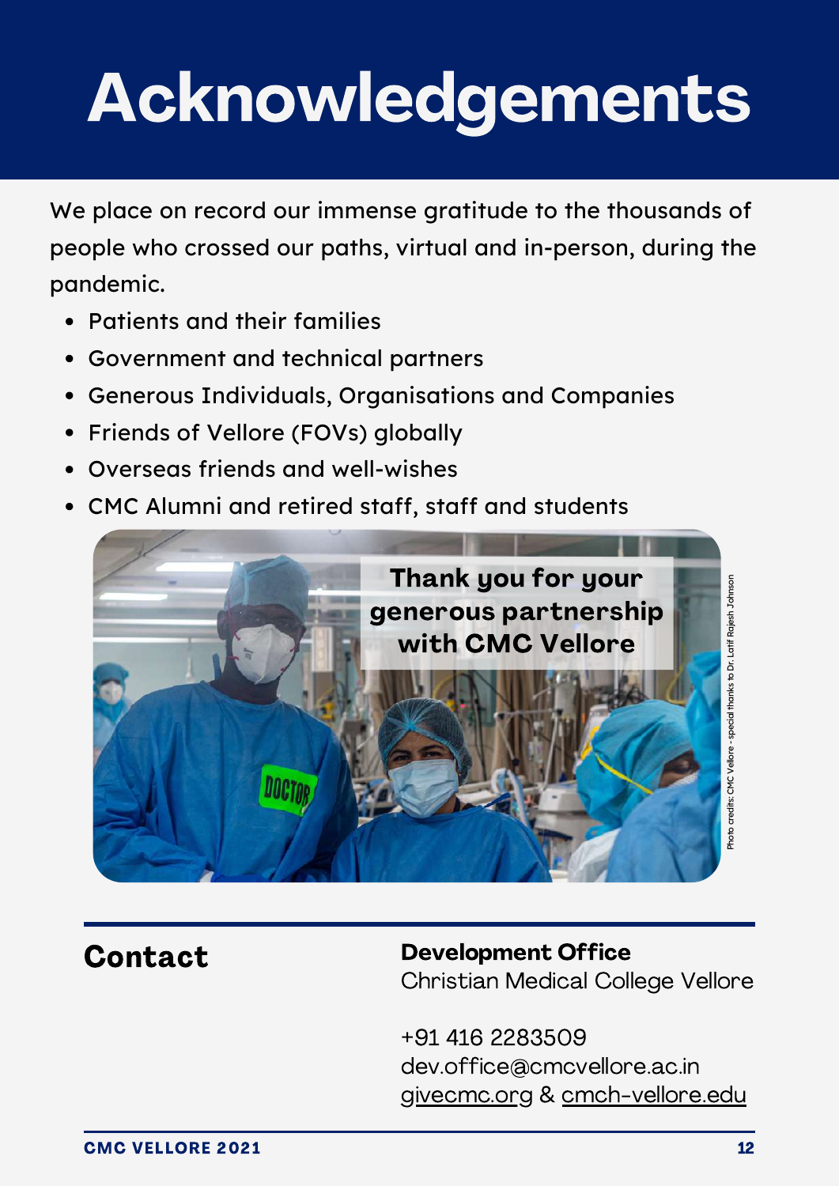# Acknowledgements

We place on record our immense gratitude to the thousands of people who crossed our paths, virtual and in-person, during the pandemic.

- Patients and their families
- Government and technical partners
- Generous Individuals, Organisations and Companies
- Friends of Vellore (FOVs) globally
- Overseas friends and well-wishes
- CMC Alumni and retired staff, staff and students

**Thank you for your generous partnership with CMC Vellore**

Photo credits: CMC Vellore - special thanks to Dr. Latif Rajesh Johnson

## Contact

**Development Office**
Christian Medical College Vellore

+91 416 2283509
dev.office@cmcvellore.ac.in
givecmc.org & cmch-vellore.edu